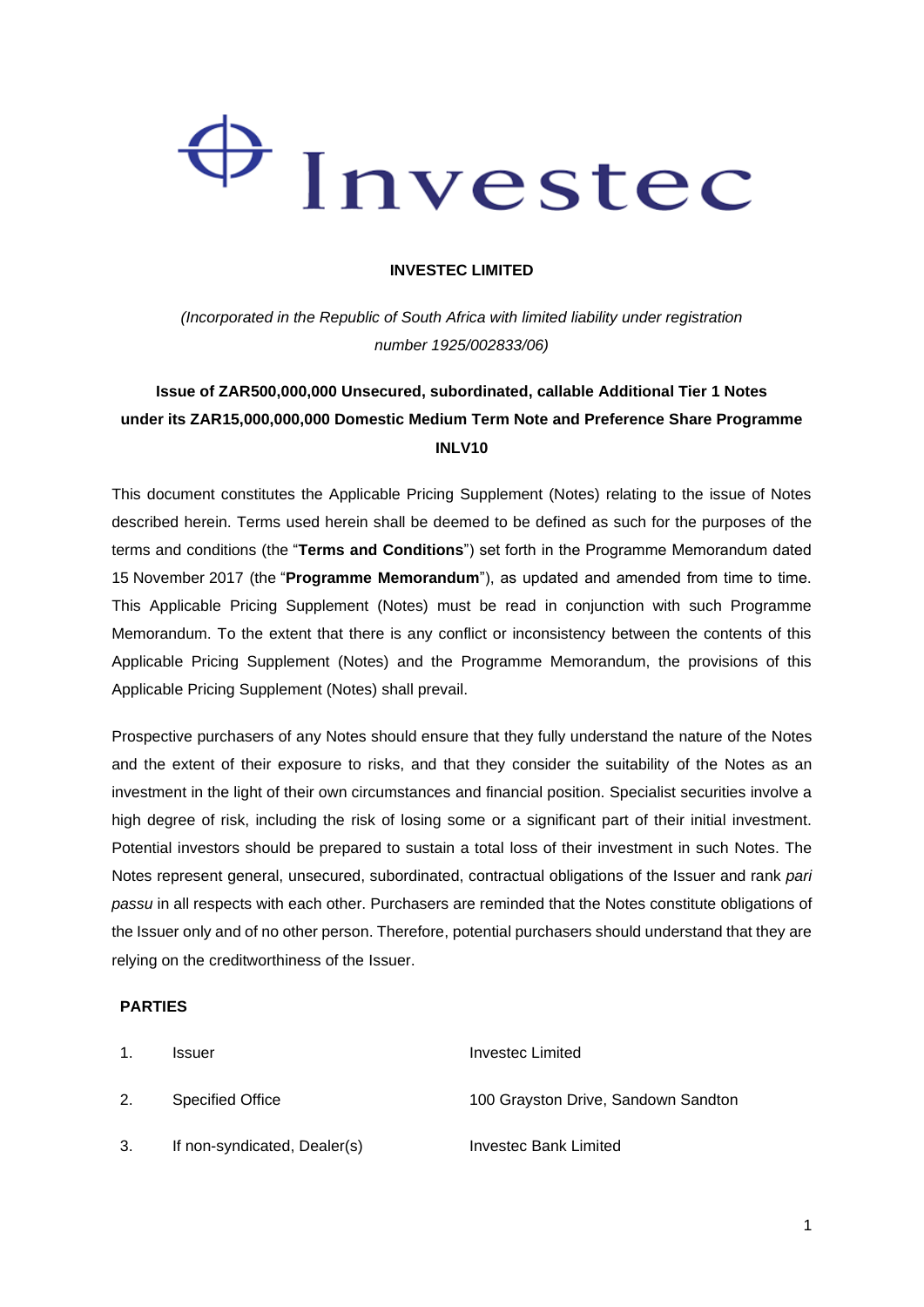Investec

**INVESTEC LIMITED**

*(Incorporated in the Republic of South Africa with limited liability under registration number 1925/002833/06)*

**Issue of ZAR500,000,000 Unsecured, subordinated, callable Additional Tier 1 Notes under its ZAR15,000,000,000 Domestic Medium Term Note and Preference Share Programme INLV10**

This document constitutes the Applicable Pricing Supplement (Notes) relating to the issue of Notes described herein. Terms used herein shall be deemed to be defined as such for the purposes of the terms and conditions (the "**Terms and Conditions**") set forth in the Programme Memorandum dated 15 November 2017 (the "**Programme Memorandum**"), as updated and amended from time to time. This Applicable Pricing Supplement (Notes) must be read in conjunction with such Programme Memorandum. To the extent that there is any conflict or inconsistency between the contents of this Applicable Pricing Supplement (Notes) and the Programme Memorandum, the provisions of this Applicable Pricing Supplement (Notes) shall prevail.

Prospective purchasers of any Notes should ensure that they fully understand the nature of the Notes and the extent of their exposure to risks, and that they consider the suitability of the Notes as an investment in the light of their own circumstances and financial position. Specialist securities involve a high degree of risk, including the risk of losing some or a significant part of their initial investment. Potential investors should be prepared to sustain a total loss of their investment in such Notes. The Notes represent general, unsecured, subordinated, contractual obligations of the Issuer and rank *pari passu* in all respects with each other. Purchasers are reminded that the Notes constitute obligations of the Issuer only and of no other person. Therefore, potential purchasers should understand that they are relying on the creditworthiness of the Issuer.

**PARTIES**

| | | |
|---|---|---|
| 1. | Issuer | Investec Limited |
| 2. | Specified Office | 100 Grayston Drive, Sandown Sandton |
| 3. | If non-syndicated, Dealer(s) | Investec Bank Limited |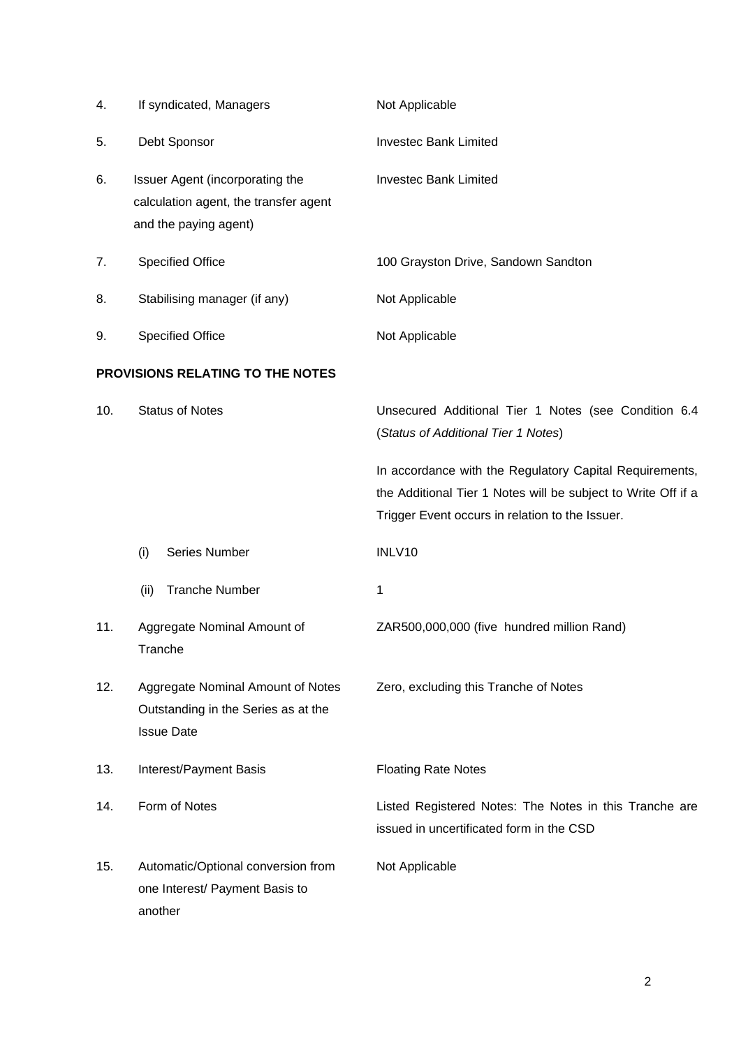| | | |
|---|---|---|
| 4. | If syndicated, Managers | Not Applicable |
| 5. | Debt Sponsor | Investec Bank Limited |
| 6. | Issuer Agent (incorporating the calculation agent, the transfer agent and the paying agent) | Investec Bank Limited |
| 7. | Specified Office | 100 Grayston Drive, Sandown Sandton |
| 8. | Stabilising manager (if any) | Not Applicable |
| 9. | Specified Office | Not Applicable |

**PROVISIONS RELATING TO THE NOTES**

| | | |
|---|---|---|
| 10. | Status of Notes | Unsecured Additional Tier 1 Notes (see Condition 6.4 (*Status of Additional Tier 1 Notes*)<br><br>In accordance with the Regulatory Capital Requirements, the Additional Tier 1 Notes will be subject to Write Off if a Trigger Event occurs in relation to the Issuer. |
| | (i) Series Number | INLV10 |
| | (ii) Tranche Number | 1 |
| 11. | Aggregate Nominal Amount of Tranche | ZAR500,000,000 (five hundred million Rand) |
| 12. | Aggregate Nominal Amount of Notes Outstanding in the Series as at the Issue Date | Zero, excluding this Tranche of Notes |
| 13. | Interest/Payment Basis | Floating Rate Notes |
| 14. | Form of Notes | Listed Registered Notes: The Notes in this Tranche are issued in uncertificated form in the CSD |
| 15. | Automatic/Optional conversion from one Interest/ Payment Basis to another | Not Applicable |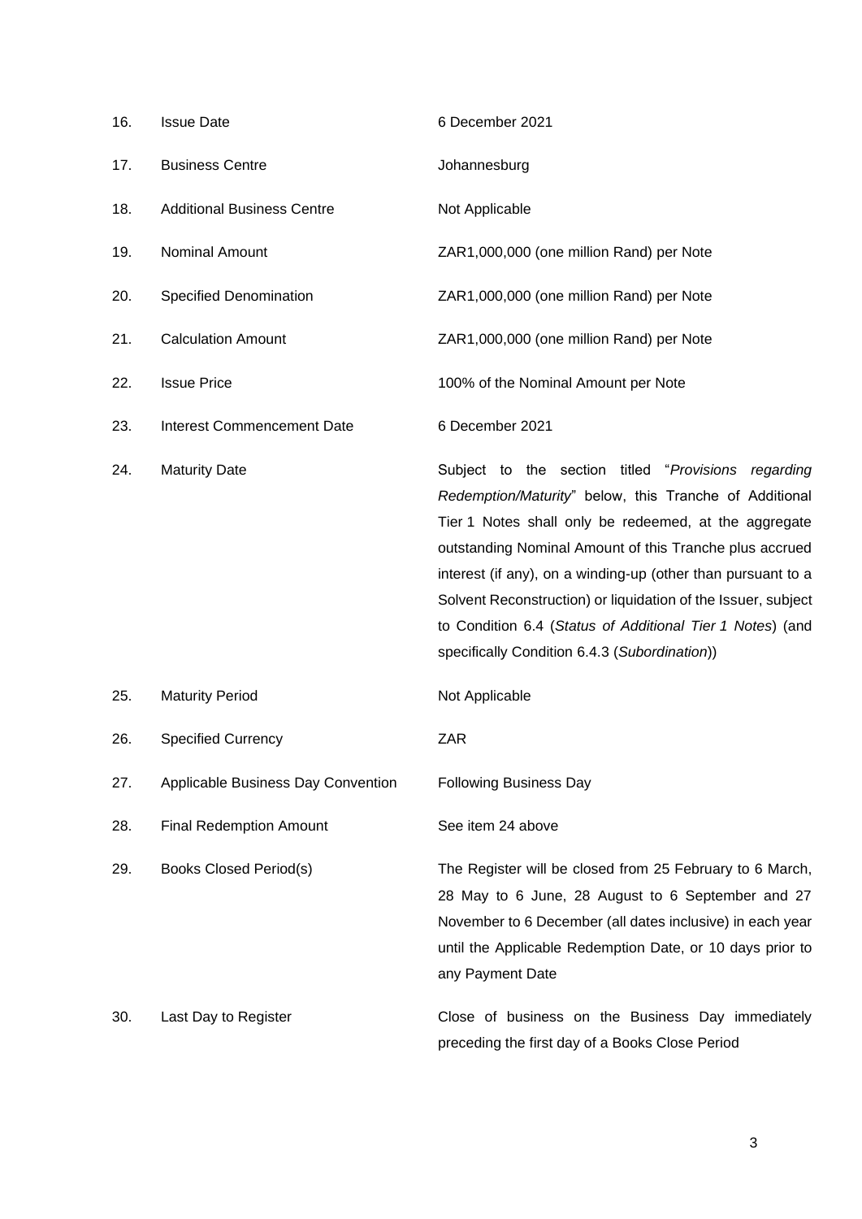| | | |
|---|---|---|
| 16. | Issue Date | 6 December 2021 |
| 17. | Business Centre | Johannesburg |
| 18. | Additional Business Centre | Not Applicable |
| 19. | Nominal Amount | ZAR1,000,000 (one million Rand) per Note |
| 20. | Specified Denomination | ZAR1,000,000 (one million Rand) per Note |
| 21. | Calculation Amount | ZAR1,000,000 (one million Rand) per Note |
| 22. | Issue Price | 100% of the Nominal Amount per Note |
| 23. | Interest Commencement Date | 6 December 2021 |
| 24. | Maturity Date | Subject to the section titled "*Provisions regarding Redemption/Maturity*" below, this Tranche of Additional Tier 1 Notes shall only be redeemed, at the aggregate outstanding Nominal Amount of this Tranche plus accrued interest (if any), on a winding-up (other than pursuant to a Solvent Reconstruction) or liquidation of the Issuer, subject to Condition 6.4 (*Status of Additional Tier 1 Notes*) (and specifically Condition 6.4.3 (*Subordination*)) |
| 25. | Maturity Period | Not Applicable |
| 26. | Specified Currency | ZAR |
| 27. | Applicable Business Day Convention | Following Business Day |
| 28. | Final Redemption Amount | See item 24 above |
| 29. | Books Closed Period(s) | The Register will be closed from 25 February to 6 March, 28 May to 6 June, 28 August to 6 September and 27 November to 6 December (all dates inclusive) in each year until the Applicable Redemption Date, or 10 days prior to any Payment Date |
| 30. | Last Day to Register | Close of business on the Business Day immediately preceding the first day of a Books Close Period |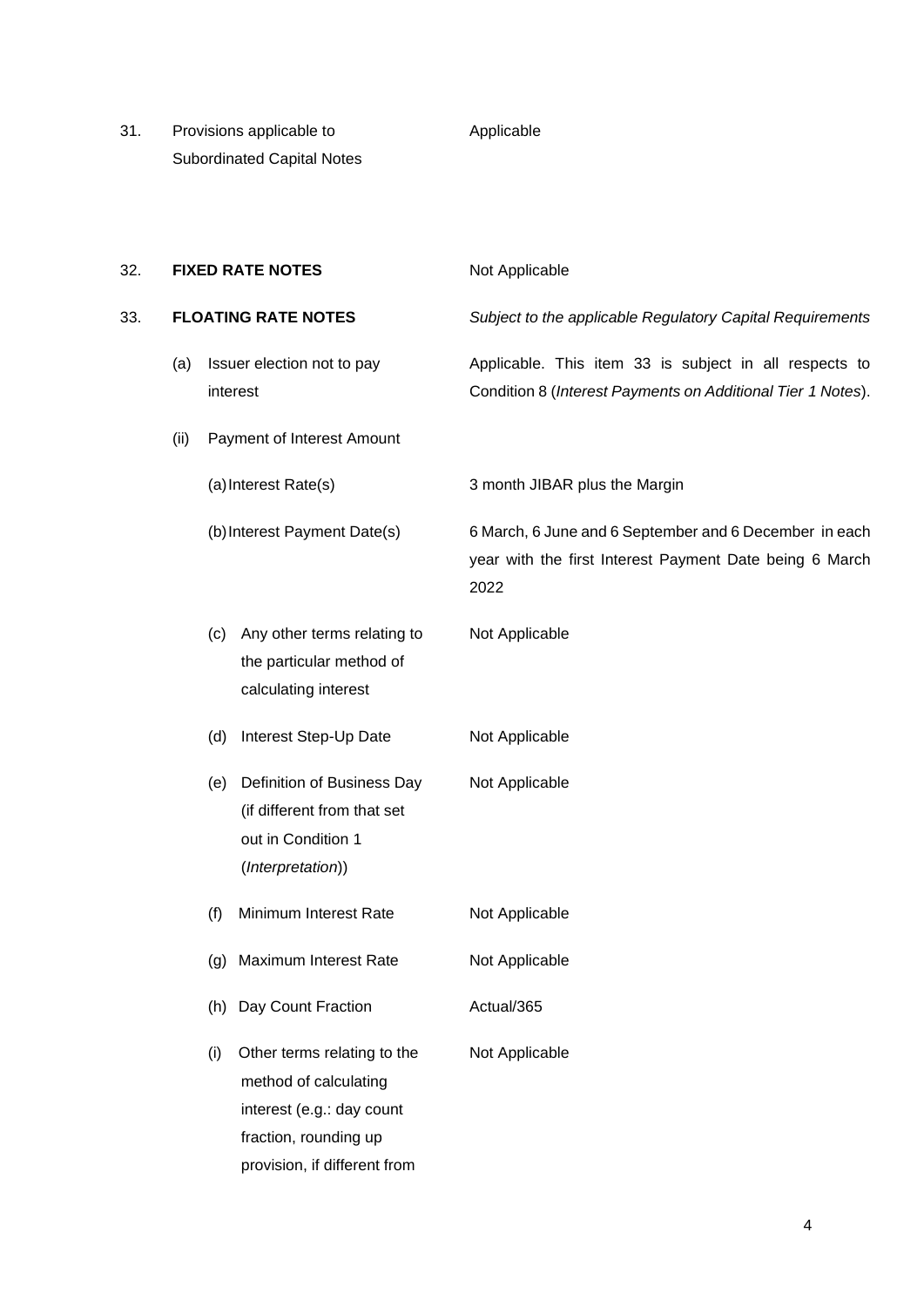| | | |
|---|---|---|
| 31. | Provisions applicable to Subordinated Capital Notes | Applicable |
| 32. | **FIXED RATE NOTES** | Not Applicable |
| 33. | **FLOATING RATE NOTES** | *Subject to the applicable Regulatory Capital Requirements* |
| | (a) Issuer election not to pay interest | Applicable. This item 33 is subject in all respects to Condition 8 (*Interest Payments on Additional Tier 1 Notes*). |
| | (ii) Payment of Interest Amount | |
| | (a) Interest Rate(s) | 3 month JIBAR plus the Margin |
| | (b) Interest Payment Date(s) | 6 March, 6 June and 6 September and 6 December in each year with the first Interest Payment Date being 6 March 2022 |
| | (c) Any other terms relating to the particular method of calculating interest | Not Applicable |
| | (d) Interest Step-Up Date | Not Applicable |
| | (e) Definition of Business Day (if different from that set out in Condition 1 (*Interpretation*)) | Not Applicable |
| | (f) Minimum Interest Rate | Not Applicable |
| | (g) Maximum Interest Rate | Not Applicable |
| | (h) Day Count Fraction | Actual/365 |
| | (i) Other terms relating to the method of calculating interest (e.g.: day count fraction, rounding up provision, if different from | Not Applicable |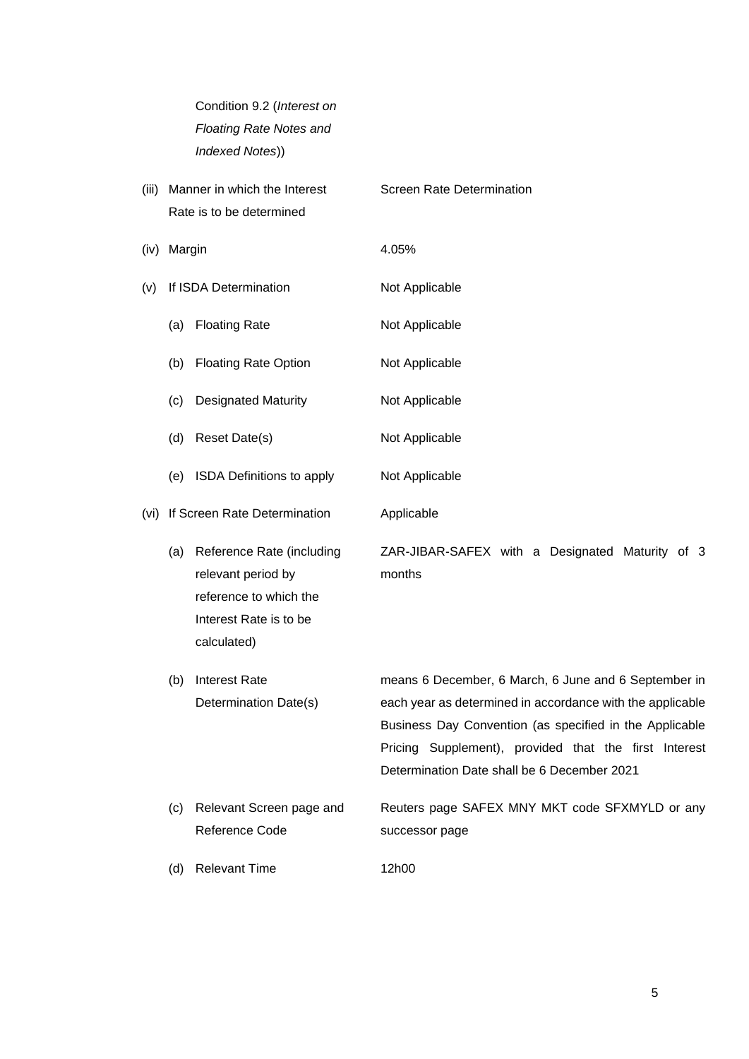Condition 9.2 (*Interest on Floating Rate Notes and Indexed Notes*))

| | | | |
|---|---|---|---|
| (iii) | Manner in which the Interest Rate is to be determined | | Screen Rate Determination |
| (iv) | Margin | | 4.05% |
| (v) | If ISDA Determination | | Not Applicable |
| | (a) | Floating Rate | Not Applicable |
| | (b) | Floating Rate Option | Not Applicable |
| | (c) | Designated Maturity | Not Applicable |
| | (d) | Reset Date(s) | Not Applicable |
| | (e) | ISDA Definitions to apply | Not Applicable |
| (vi) | If Screen Rate Determination | | Applicable |
| | (a) | Reference Rate (including relevant period by reference to which the Interest Rate is to be calculated) | ZAR-JIBAR-SAFEX with a Designated Maturity of 3 months |
| | (b) | Interest Rate Determination Date(s) | means 6 December, 6 March, 6 June and 6 September in each year as determined in accordance with the applicable Business Day Convention (as specified in the Applicable Pricing Supplement), provided that the first Interest Determination Date shall be 6 December 2021 |
| | (c) | Relevant Screen page and Reference Code | Reuters page SAFEX MNY MKT code SFXMYLD or any successor page |
| | (d) | Relevant Time | 12h00 |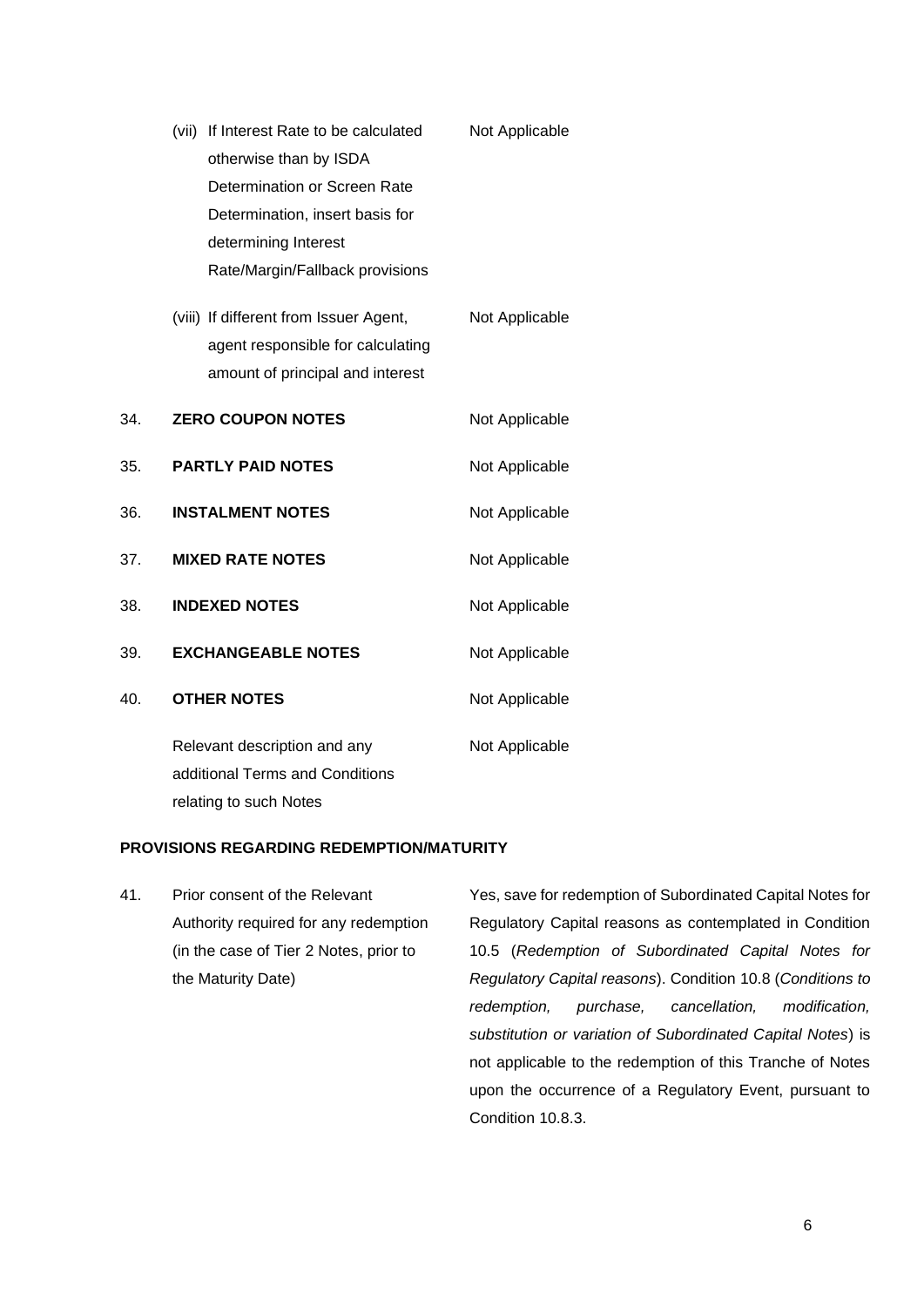| | | |
|---|---|---|
| | (vii) If Interest Rate to be calculated otherwise than by ISDA Determination or Screen Rate Determination, insert basis for determining Interest Rate/Margin/Fallback provisions | Not Applicable |
| | (viii) If different from Issuer Agent, agent responsible for calculating amount of principal and interest | Not Applicable |
| 34. | **ZERO COUPON NOTES** | Not Applicable |
| 35. | **PARTLY PAID NOTES** | Not Applicable |
| 36. | **INSTALMENT NOTES** | Not Applicable |
| 37. | **MIXED RATE NOTES** | Not Applicable |
| 38. | **INDEXED NOTES** | Not Applicable |
| 39. | **EXCHANGEABLE NOTES** | Not Applicable |
| 40. | **OTHER NOTES** | Not Applicable |
| | Relevant description and any additional Terms and Conditions relating to such Notes | Not Applicable |

**PROVISIONS REGARDING REDEMPTION/MATURITY**

| | | |
|---|---|---|
| 41. | Prior consent of the Relevant Authority required for any redemption (in the case of Tier 2 Notes, prior to the Maturity Date) | Yes, save for redemption of Subordinated Capital Notes for Regulatory Capital reasons as contemplated in Condition 10.5 (*Redemption of Subordinated Capital Notes for Regulatory Capital reasons*). Condition 10.8 (*Conditions to redemption, purchase, cancellation, modification, substitution or variation of Subordinated Capital Notes*) is not applicable to the redemption of this Tranche of Notes upon the occurrence of a Regulatory Event, pursuant to Condition 10.8.3. |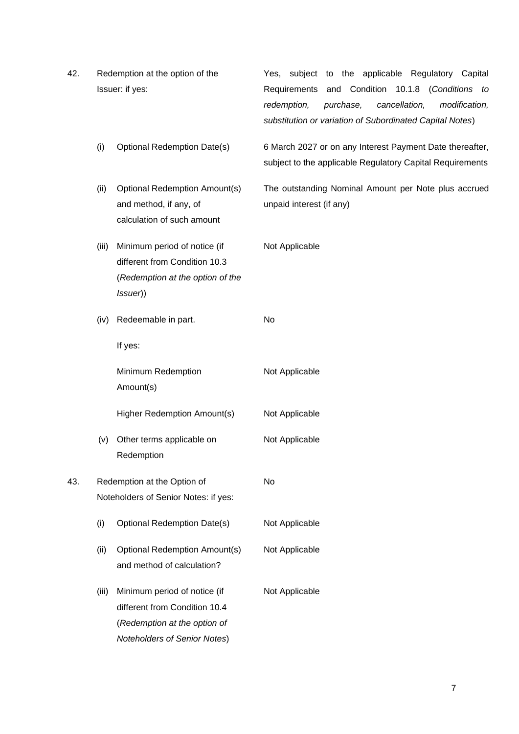| | | | |
|---|---|---|---|
| 42. | Redemption at the option of the Issuer: if yes: | | Yes, subject to the applicable Regulatory Capital Requirements and Condition 10.1.8 (*Conditions to redemption, purchase, cancellation, modification, substitution or variation of Subordinated Capital Notes*) |
| | (i) | Optional Redemption Date(s) | 6 March 2027 or on any Interest Payment Date thereafter, subject to the applicable Regulatory Capital Requirements |
| | (ii) | Optional Redemption Amount(s) and method, if any, of calculation of such amount | The outstanding Nominal Amount per Note plus accrued unpaid interest (if any) |
| | (iii) | Minimum period of notice (if different from Condition 10.3 (*Redemption at the option of the Issuer*)) | Not Applicable |
| | (iv) | Redeemable in part. | No |
| | | If yes: | |
| | | Minimum Redemption Amount(s) | Not Applicable |
| | | Higher Redemption Amount(s) | Not Applicable |
| | (v) | Other terms applicable on Redemption | Not Applicable |
| 43. | Redemption at the Option of Noteholders of Senior Notes: if yes: | | No |
| | (i) | Optional Redemption Date(s) | Not Applicable |
| | (ii) | Optional Redemption Amount(s) and method of calculation? | Not Applicable |
| | (iii) | Minimum period of notice (if different from Condition 10.4 (*Redemption at the option of Noteholders of Senior Notes*) | Not Applicable |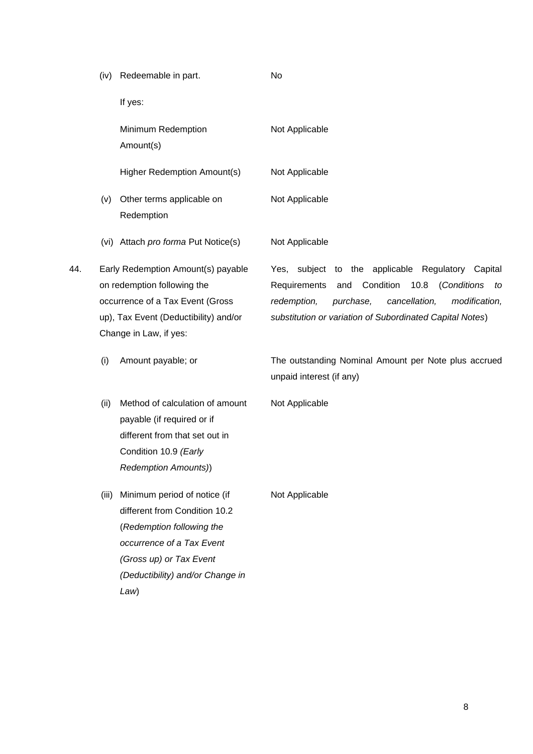| | | |
|---|---|---|
| | (iv) Redeemable in part. | No |
| | If yes: | |
| | Minimum Redemption Amount(s) | Not Applicable |
| | Higher Redemption Amount(s) | Not Applicable |
| | (v) Other terms applicable on Redemption | Not Applicable |
| | (vi) Attach *pro forma* Put Notice(s) | Not Applicable |
| 44. | Early Redemption Amount(s) payable on redemption following the occurrence of a Tax Event (Gross up), Tax Event (Deductibility) and/or Change in Law, if yes: | Yes, subject to the applicable Regulatory Capital Requirements and Condition 10.8 (*Conditions to redemption, purchase, cancellation, modification, substitution or variation of Subordinated Capital Notes*) |
| | (i) Amount payable; or | The outstanding Nominal Amount per Note plus accrued unpaid interest (if any) |
| | (ii) Method of calculation of amount payable (if required or if different from that set out in Condition 10.9 *(Early Redemption Amounts)*) | Not Applicable |
| | (iii) Minimum period of notice (if different from Condition 10.2 (*Redemption following the occurrence of a Tax Event (Gross up) or Tax Event (Deductibility) and/or Change in Law*) | Not Applicable |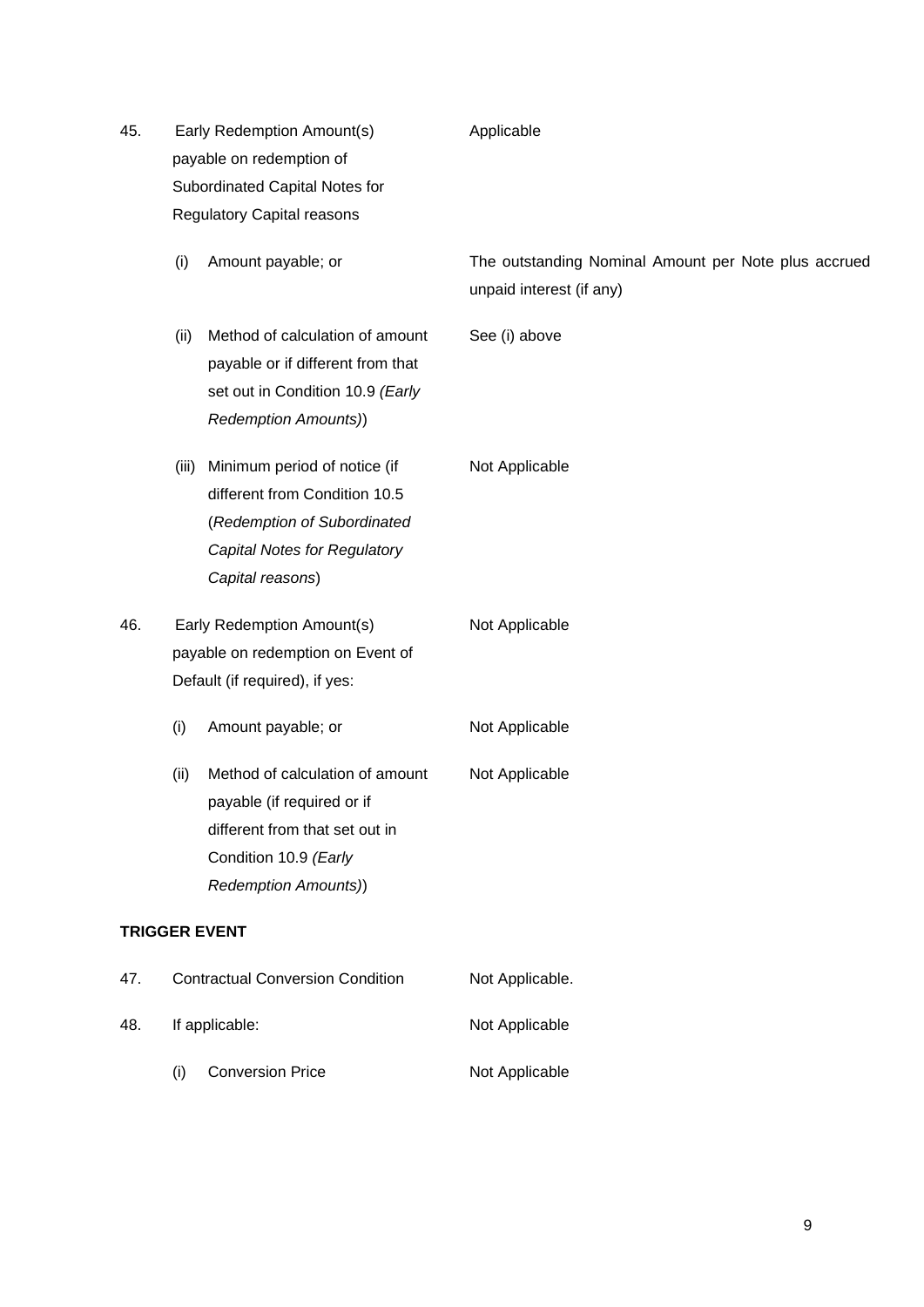| | | |
|---|---|---|
| 45. | Early Redemption Amount(s) payable on redemption of Subordinated Capital Notes for Regulatory Capital reasons | Applicable |
| | (i) Amount payable; or | The outstanding Nominal Amount per Note plus accrued unpaid interest (if any) |
| | (ii) Method of calculation of amount payable or if different from that set out in Condition 10.9 *(Early Redemption Amounts)*) | See (i) above |
| | (iii) Minimum period of notice (if different from Condition 10.5 (*Redemption of Subordinated Capital Notes for Regulatory Capital reasons*) | Not Applicable |
| 46. | Early Redemption Amount(s) payable on redemption on Event of Default (if required), if yes: | Not Applicable |
| | (i) Amount payable; or | Not Applicable |
| | (ii) Method of calculation of amount payable (if required or if different from that set out in Condition 10.9 *(Early Redemption Amounts)*) | Not Applicable |

**TRIGGER EVENT**

| | | |
|---|---|---|
| 47. | Contractual Conversion Condition | Not Applicable. |
| 48. | If applicable: | Not Applicable |
| | (i) Conversion Price | Not Applicable |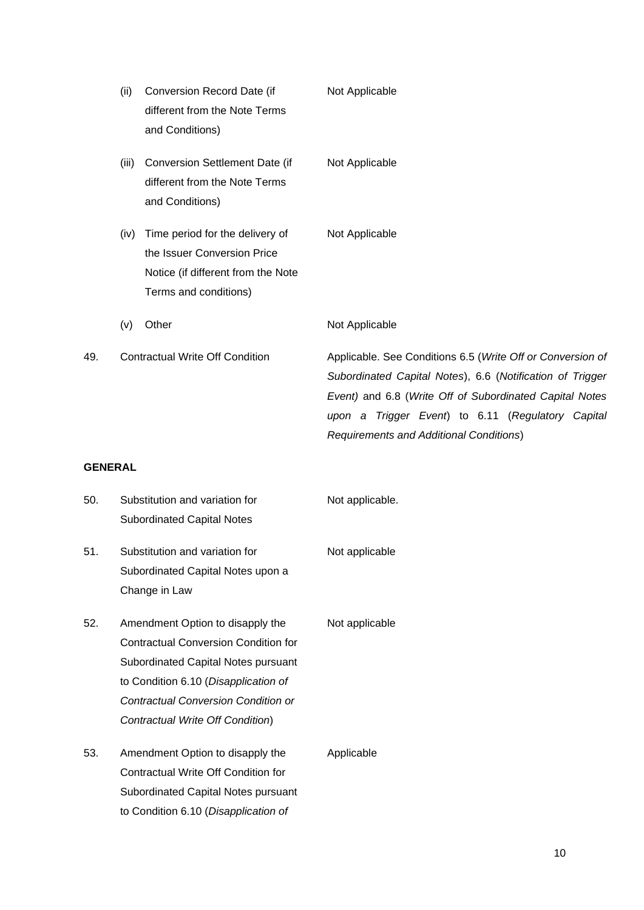| | | | |
|---|---|---|---|
| | (ii) | Conversion Record Date (if different from the Note Terms and Conditions) | Not Applicable |
| | (iii) | Conversion Settlement Date (if different from the Note Terms and Conditions) | Not Applicable |
| | (iv) | Time period for the delivery of the Issuer Conversion Price Notice (if different from the Note Terms and conditions) | Not Applicable |
| | (v) | Other | Not Applicable |
| 49. | Contractual Write Off Condition | | Applicable. See Conditions 6.5 (*Write Off or Conversion of Subordinated Capital Notes*), 6.6 (*Notification of Trigger Event)* and 6.8 (*Write Off of Subordinated Capital Notes upon a Trigger Event*) to 6.11 (*Regulatory Capital Requirements and Additional Conditions*) |

**GENERAL**

| | | |
|---|---|---|
| 50. | Substitution and variation for Subordinated Capital Notes | Not applicable. |
| 51. | Substitution and variation for Subordinated Capital Notes upon a Change in Law | Not applicable |
| 52. | Amendment Option to disapply the Contractual Conversion Condition for Subordinated Capital Notes pursuant to Condition 6.10 (*Disapplication of Contractual Conversion Condition or Contractual Write Off Condition*) | Not applicable |
| 53. | Amendment Option to disapply the Contractual Write Off Condition for Subordinated Capital Notes pursuant to Condition 6.10 (*Disapplication of* | Applicable |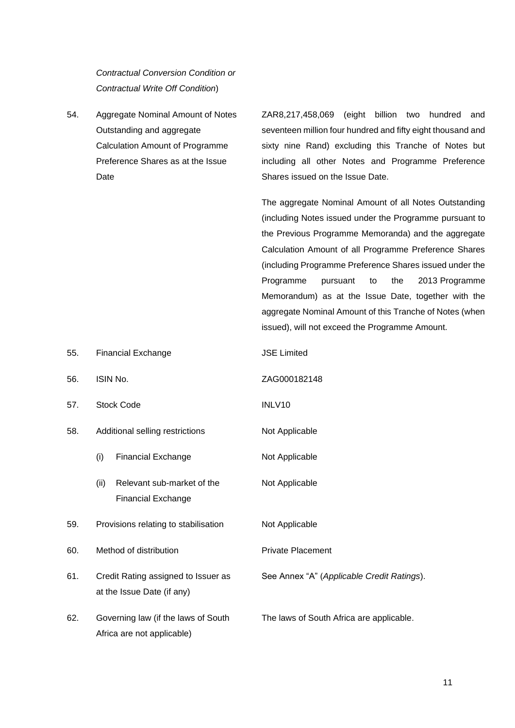*Contractual Conversion Condition or Contractual Write Off Condition*)

| | | |
|---|---|---|
| 54. | Aggregate Nominal Amount of Notes Outstanding and aggregate Calculation Amount of Programme Preference Shares as at the Issue Date | ZAR8,217,458,069 (eight billion two hundred and seventeen million four hundred and fifty eight thousand and sixty nine Rand) excluding this Tranche of Notes but including all other Notes and Programme Preference Shares issued on the Issue Date.<br><br>The aggregate Nominal Amount of all Notes Outstanding (including Notes issued under the Programme pursuant to the Previous Programme Memoranda) and the aggregate Calculation Amount of all Programme Preference Shares (including Programme Preference Shares issued under the Programme pursuant to the 2013 Programme Memorandum) as at the Issue Date, together with the aggregate Nominal Amount of this Tranche of Notes (when issued), will not exceed the Programme Amount. |
| 55. | Financial Exchange | JSE Limited |
| 56. | ISIN No. | ZAG000182148 |
| 57. | Stock Code | INLV10 |
| 58. | Additional selling restrictions | Not Applicable |
| | (i) Financial Exchange | Not Applicable |
| | (ii) Relevant sub-market of the Financial Exchange | Not Applicable |
| 59. | Provisions relating to stabilisation | Not Applicable |
| 60. | Method of distribution | Private Placement |
| 61. | Credit Rating assigned to Issuer as at the Issue Date (if any) | See Annex "A" (*Applicable Credit Ratings*). |
| 62. | Governing law (if the laws of South Africa are not applicable) | The laws of South Africa are applicable. |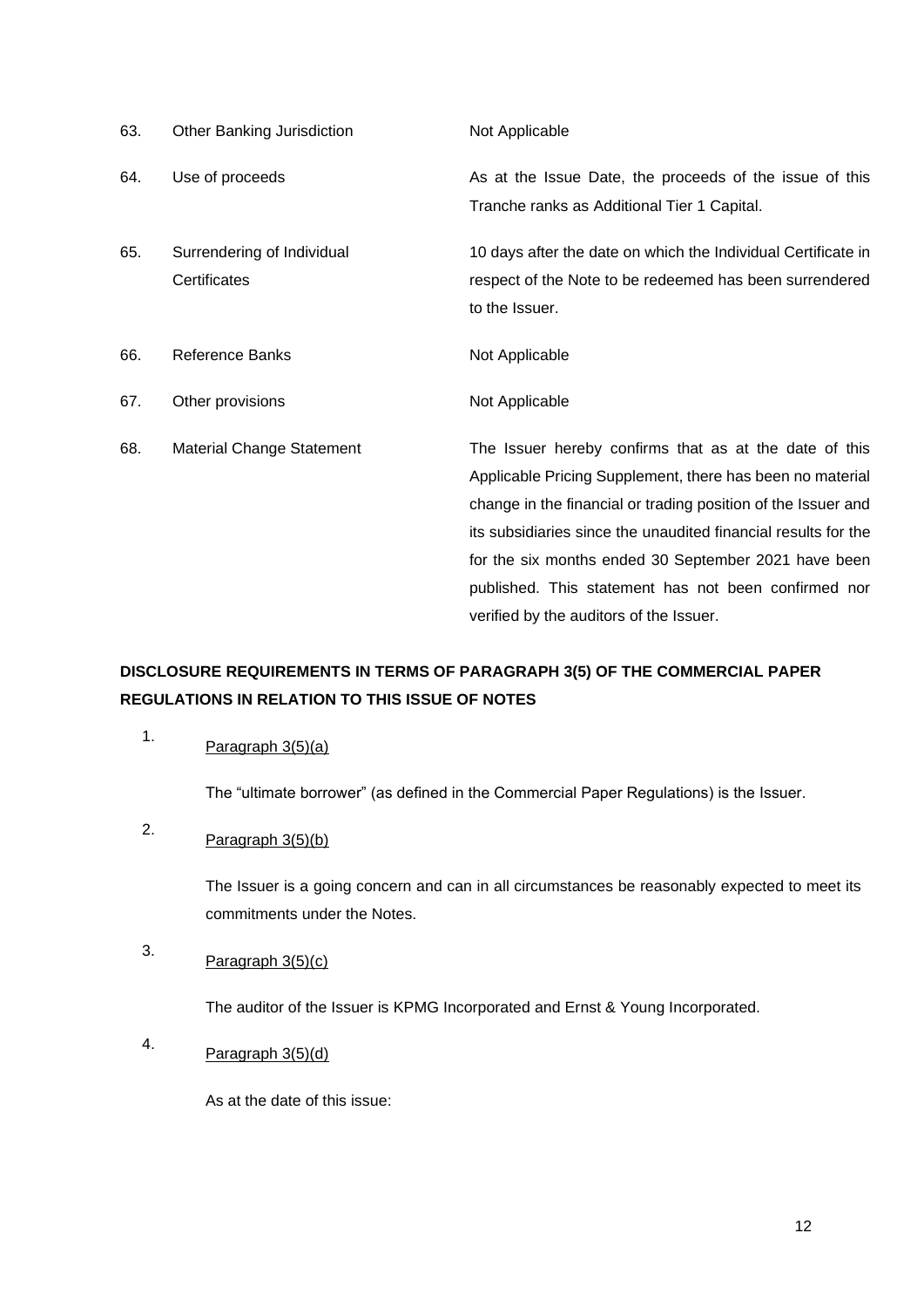| | | |
|---|---|---|
| 63. | Other Banking Jurisdiction | Not Applicable |
| 64. | Use of proceeds | As at the Issue Date, the proceeds of the issue of this Tranche ranks as Additional Tier 1 Capital. |
| 65. | Surrendering of Individual Certificates | 10 days after the date on which the Individual Certificate in respect of the Note to be redeemed has been surrendered to the Issuer. |
| 66. | Reference Banks | Not Applicable |
| 67. | Other provisions | Not Applicable |
| 68. | Material Change Statement | The Issuer hereby confirms that as at the date of this Applicable Pricing Supplement, there has been no material change in the financial or trading position of the Issuer and its subsidiaries since the unaudited financial results for the for the six months ended 30 September 2021 have been published. This statement has not been confirmed nor verified by the auditors of the Issuer. |

**DISCLOSURE REQUIREMENTS IN TERMS OF PARAGRAPH 3(5) OF THE COMMERCIAL PAPER REGULATIONS IN RELATION TO THIS ISSUE OF NOTES**

1. Paragraph 3(5)(a)

   The "ultimate borrower" (as defined in the Commercial Paper Regulations) is the Issuer.

2. Paragraph 3(5)(b)

   The Issuer is a going concern and can in all circumstances be reasonably expected to meet its commitments under the Notes.

3. Paragraph 3(5)(c)

   The auditor of the Issuer is KPMG Incorporated and Ernst & Young Incorporated.

4. Paragraph 3(5)(d)

   As at the date of this issue: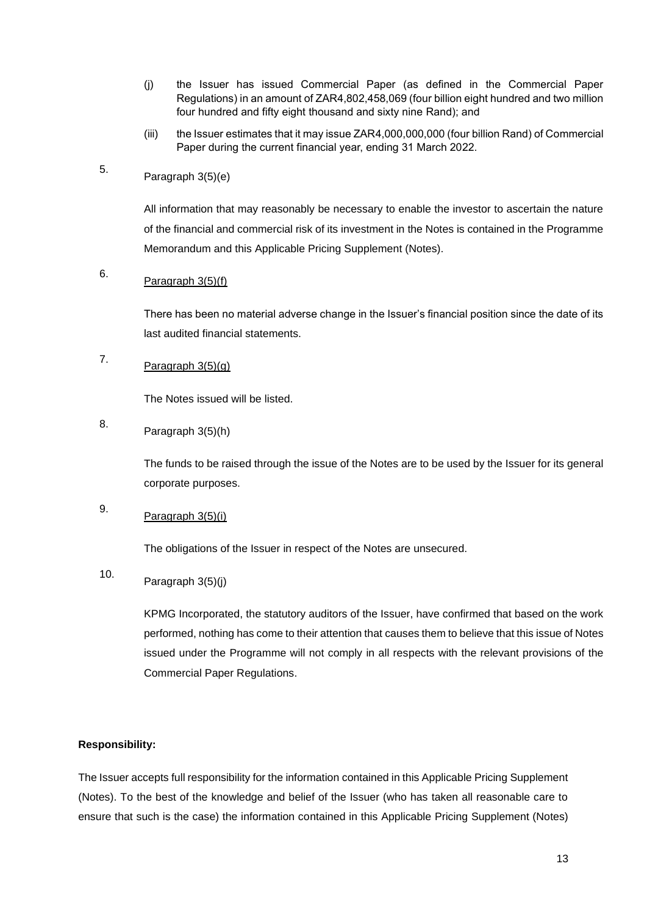(j) the Issuer has issued Commercial Paper (as defined in the Commercial Paper Regulations) in an amount of ZAR4,802,458,069 (four billion eight hundred and two million four hundred and fifty eight thousand and sixty nine Rand); and

(iii) the Issuer estimates that it may issue ZAR4,000,000,000 (four billion Rand) of Commercial Paper during the current financial year, ending 31 March 2022.

5. Paragraph 3(5)(e)

All information that may reasonably be necessary to enable the investor to ascertain the nature of the financial and commercial risk of its investment in the Notes is contained in the Programme Memorandum and this Applicable Pricing Supplement (Notes).

6. <u>Paragraph 3(5)(f)</u>

There has been no material adverse change in the Issuer's financial position since the date of its last audited financial statements.

7. <u>Paragraph 3(5)(g)</u>

The Notes issued will be listed.

8. Paragraph 3(5)(h)

The funds to be raised through the issue of the Notes are to be used by the Issuer for its general corporate purposes.

9. <u>Paragraph 3(5)(i)</u>

The obligations of the Issuer in respect of the Notes are unsecured.

10. Paragraph 3(5)(j)

KPMG Incorporated, the statutory auditors of the Issuer, have confirmed that based on the work performed, nothing has come to their attention that causes them to believe that this issue of Notes issued under the Programme will not comply in all respects with the relevant provisions of the Commercial Paper Regulations.

**Responsibility:**

The Issuer accepts full responsibility for the information contained in this Applicable Pricing Supplement (Notes). To the best of the knowledge and belief of the Issuer (who has taken all reasonable care to ensure that such is the case) the information contained in this Applicable Pricing Supplement (Notes)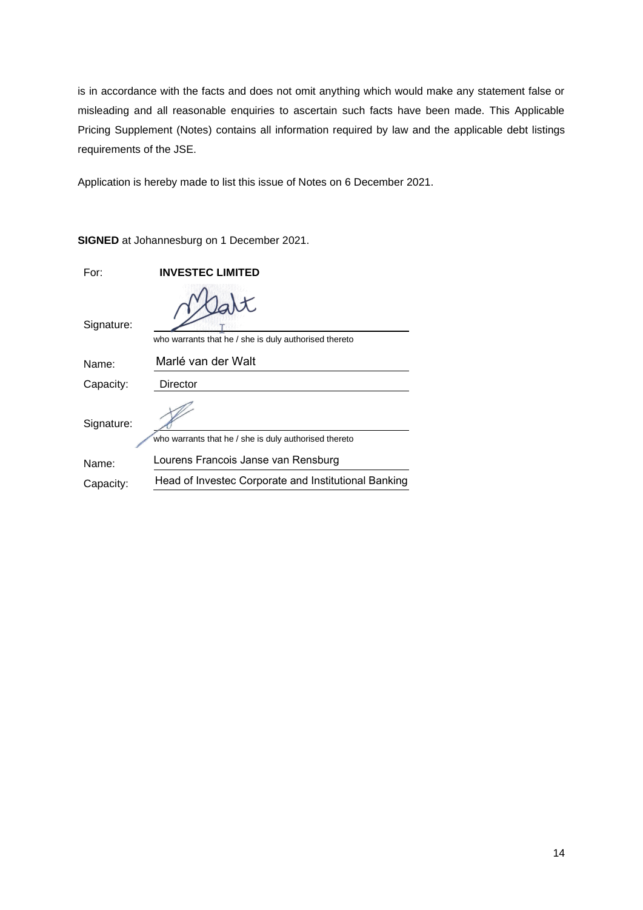is in accordance with the facts and does not omit anything which would make any statement false or misleading and all reasonable enquiries to ascertain such facts have been made. This Applicable Pricing Supplement (Notes) contains all information required by law and the applicable debt listings requirements of the JSE.

Application is hereby made to list this issue of Notes on 6 December 2021.

**SIGNED** at Johannesburg on 1 December 2021.

For: **INVESTEC LIMITED**

Signature: ______________________________
who warrants that he / she is duly authorised thereto

Name: Marlé van der Walt

Capacity: Director

Signature: ______________________________
who warrants that he / she is duly authorised thereto

Name: Lourens Francois Janse van Rensburg

Capacity: Head of Investec Corporate and Institutional Banking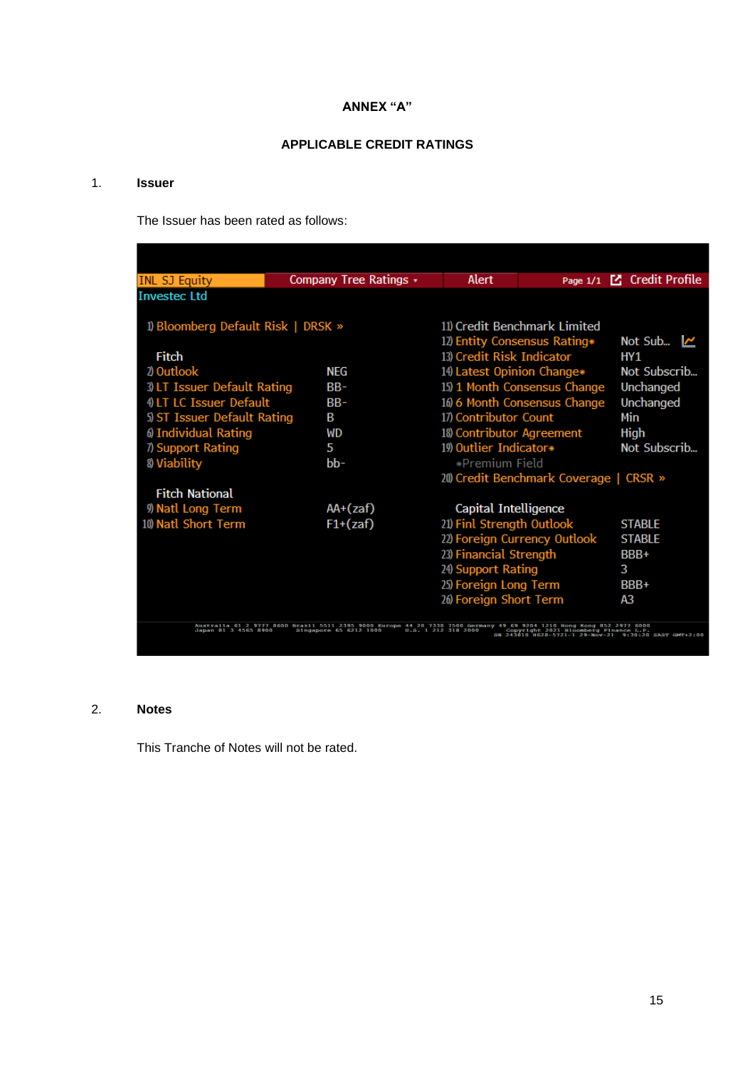# ANNEX "A"

## APPLICABLE CREDIT RATINGS

1. **Issuer**

The Issuer has been rated as follows:

INL SJ Equity | Company Tree Ratings | Alert | Page 1/1 | Credit Profile

Investec Ltd

| | | | |
|---|---|---|---|
| 1) Bloomberg Default Risk \| DRSK » | | 11) Credit Benchmark Limited | |
| | | 12) Entity Consensus Rating* | Not Sub... |
| **Fitch** | | 13) Credit Risk Indicator | HY1 |
| 2) Outlook | NEG | 14) Latest Opinion Change* | Not Subscrib... |
| 3) LT Issuer Default Rating | BB- | 15) 1 Month Consensus Change | Unchanged |
| 4) LT LC Issuer Default | BB- | 16) 6 Month Consensus Change | Unchanged |
| 5) ST Issuer Default Rating | B | 17) Contributor Count | Min |
| 6) Individual Rating | WD | 18) Contributor Agreement | High |
| 7) Support Rating | 5 | 19) Outlier Indicator* | Not Subscrib... |
| 8) Viability | bb- | *Premium Field | |
| | | 20) Credit Benchmark Coverage \| CRSR » | |
| **Fitch National** | | **Capital Intelligence** | |
| 9) Natl Long Term | AA+(zaf) | 21) Finl Strength Outlook | STABLE |
| 10) Natl Short Term | F1+(zaf) | 22) Foreign Currency Outlook | STABLE |
| | | 23) Financial Strength | BBB+ |
| | | 24) Support Rating | 3 |
| | | 25) Foreign Long Term | BBB+ |
| | | 26) Foreign Short Term | A3 |

Australia 61 2 9777 8600 Brazil 5511 2395 9000 Europe 44 20 7330 7500 Germany 49 69 9204 1210 Hong Kong 852 2977 6000 Japan 81 3 4565 8900 Singapore 65 6212 1000 U.S. 1 212 318 2000 Copyright 2021 Bloomberg Finance L.P. SN 243810 H628-5721-1 29-Nov-21 9:30:28 SAST GMT+2:00

2. **Notes**

This Tranche of Notes will not be rated.